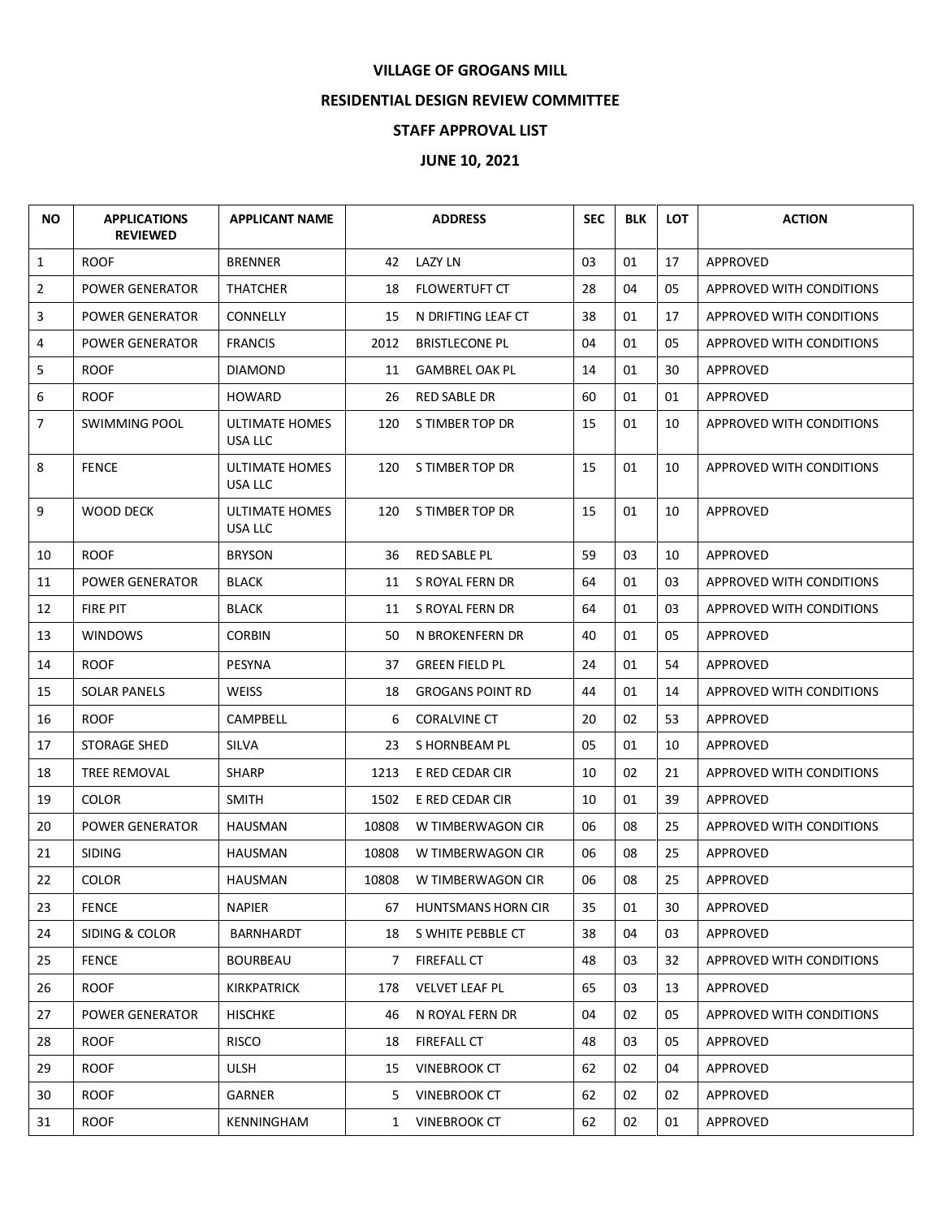# VILLAGE OF GROGANS MILL

## RESIDENTIAL DESIGN REVIEW COMMITTEE

## STAFF APPROVAL LIST

## JUNE 10, 2021

| NO | APPLICATIONS REVIEWED | APPLICANT NAME | ADDRESS | | SEC | BLK | LOT | ACTION |
|---|---|---|---|---|---|---|---|---|
| 1 | ROOF | BRENNER | 42 | LAZY LN | 03 | 01 | 17 | APPROVED |
| 2 | POWER GENERATOR | THATCHER | 18 | FLOWERTUFT CT | 28 | 04 | 05 | APPROVED WITH CONDITIONS |
| 3 | POWER GENERATOR | CONNELLY | 15 | N DRIFTING LEAF CT | 38 | 01 | 17 | APPROVED WITH CONDITIONS |
| 4 | POWER GENERATOR | FRANCIS | 2012 | BRISTLECONE PL | 04 | 01 | 05 | APPROVED WITH CONDITIONS |
| 5 | ROOF | DIAMOND | 11 | GAMBREL OAK PL | 14 | 01 | 30 | APPROVED |
| 6 | ROOF | HOWARD | 26 | RED SABLE DR | 60 | 01 | 01 | APPROVED |
| 7 | SWIMMING POOL | ULTIMATE HOMES USA LLC | 120 | S TIMBER TOP DR | 15 | 01 | 10 | APPROVED WITH CONDITIONS |
| 8 | FENCE | ULTIMATE HOMES USA LLC | 120 | S TIMBER TOP DR | 15 | 01 | 10 | APPROVED WITH CONDITIONS |
| 9 | WOOD DECK | ULTIMATE HOMES USA LLC | 120 | S TIMBER TOP DR | 15 | 01 | 10 | APPROVED |
| 10 | ROOF | BRYSON | 36 | RED SABLE PL | 59 | 03 | 10 | APPROVED |
| 11 | POWER GENERATOR | BLACK | 11 | S ROYAL FERN DR | 64 | 01 | 03 | APPROVED WITH CONDITIONS |
| 12 | FIRE PIT | BLACK | 11 | S ROYAL FERN DR | 64 | 01 | 03 | APPROVED WITH CONDITIONS |
| 13 | WINDOWS | CORBIN | 50 | N BROKENFERN DR | 40 | 01 | 05 | APPROVED |
| 14 | ROOF | PESYNA | 37 | GREEN FIELD PL | 24 | 01 | 54 | APPROVED |
| 15 | SOLAR PANELS | WEISS | 18 | GROGANS POINT RD | 44 | 01 | 14 | APPROVED WITH CONDITIONS |
| 16 | ROOF | CAMPBELL | 6 | CORALVINE CT | 20 | 02 | 53 | APPROVED |
| 17 | STORAGE SHED | SILVA | 23 | S HORNBEAM PL | 05 | 01 | 10 | APPROVED |
| 18 | TREE REMOVAL | SHARP | 1213 | E RED CEDAR CIR | 10 | 02 | 21 | APPROVED WITH CONDITIONS |
| 19 | COLOR | SMITH | 1502 | E RED CEDAR CIR | 10 | 01 | 39 | APPROVED |
| 20 | POWER GENERATOR | HAUSMAN | 10808 | W TIMBERWAGON CIR | 06 | 08 | 25 | APPROVED WITH CONDITIONS |
| 21 | SIDING | HAUSMAN | 10808 | W TIMBERWAGON CIR | 06 | 08 | 25 | APPROVED |
| 22 | COLOR | HAUSMAN | 10808 | W TIMBERWAGON CIR | 06 | 08 | 25 | APPROVED |
| 23 | FENCE | NAPIER | 67 | HUNTSMANS HORN CIR | 35 | 01 | 30 | APPROVED |
| 24 | SIDING & COLOR | BARNHARDT | 18 | S WHITE PEBBLE CT | 38 | 04 | 03 | APPROVED |
| 25 | FENCE | BOURBEAU | 7 | FIREFALL CT | 48 | 03 | 32 | APPROVED WITH CONDITIONS |
| 26 | ROOF | KIRKPATRICK | 178 | VELVET LEAF PL | 65 | 03 | 13 | APPROVED |
| 27 | POWER GENERATOR | HISCHKE | 46 | N ROYAL FERN DR | 04 | 02 | 05 | APPROVED WITH CONDITIONS |
| 28 | ROOF | RISCO | 18 | FIREFALL CT | 48 | 03 | 05 | APPROVED |
| 29 | ROOF | ULSH | 15 | VINEBROOK CT | 62 | 02 | 04 | APPROVED |
| 30 | ROOF | GARNER | 5 | VINEBROOK CT | 62 | 02 | 02 | APPROVED |
| 31 | ROOF | KENNINGHAM | 1 | VINEBROOK CT | 62 | 02 | 01 | APPROVED |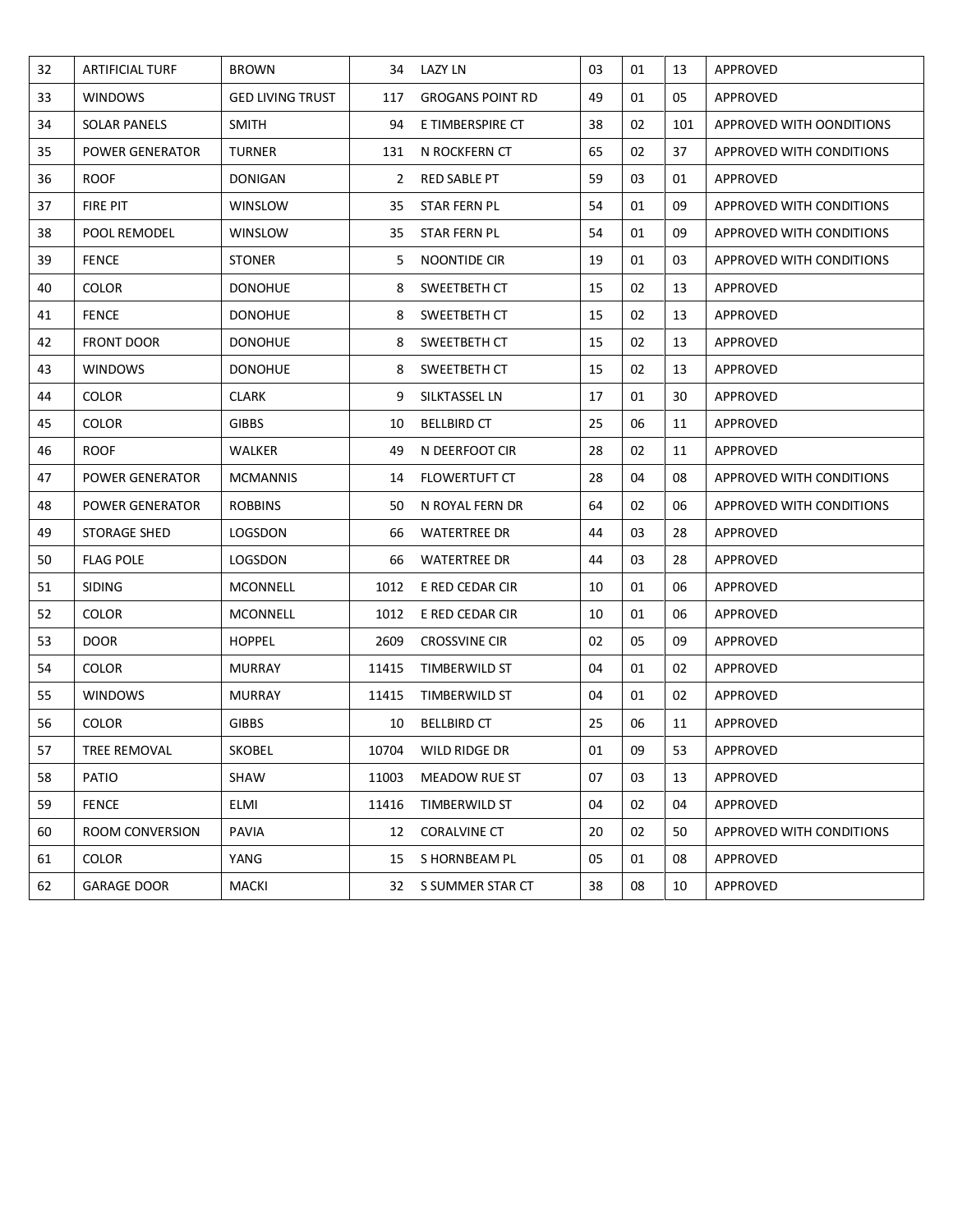| | | | | | | | | |
|---|---|---|---|---|---|---|---|---|
| 32 | ARTIFICIAL TURF | BROWN | 34 | LAZY LN | 03 | 01 | 13 | APPROVED |
| 33 | WINDOWS | GED LIVING TRUST | 117 | GROGANS POINT RD | 49 | 01 | 05 | APPROVED |
| 34 | SOLAR PANELS | SMITH | 94 | E TIMBERSPIRE CT | 38 | 02 | 101 | APPROVED WITH OONDITIONS |
| 35 | POWER GENERATOR | TURNER | 131 | N ROCKFERN CT | 65 | 02 | 37 | APPROVED WITH CONDITIONS |
| 36 | ROOF | DONIGAN | 2 | RED SABLE PT | 59 | 03 | 01 | APPROVED |
| 37 | FIRE PIT | WINSLOW | 35 | STAR FERN PL | 54 | 01 | 09 | APPROVED WITH CONDITIONS |
| 38 | POOL REMODEL | WINSLOW | 35 | STAR FERN PL | 54 | 01 | 09 | APPROVED WITH CONDITIONS |
| 39 | FENCE | STONER | 5 | NOONTIDE CIR | 19 | 01 | 03 | APPROVED WITH CONDITIONS |
| 40 | COLOR | DONOHUE | 8 | SWEETBETH CT | 15 | 02 | 13 | APPROVED |
| 41 | FENCE | DONOHUE | 8 | SWEETBETH CT | 15 | 02 | 13 | APPROVED |
| 42 | FRONT DOOR | DONOHUE | 8 | SWEETBETH CT | 15 | 02 | 13 | APPROVED |
| 43 | WINDOWS | DONOHUE | 8 | SWEETBETH CT | 15 | 02 | 13 | APPROVED |
| 44 | COLOR | CLARK | 9 | SILKTASSEL LN | 17 | 01 | 30 | APPROVED |
| 45 | COLOR | GIBBS | 10 | BELLBIRD CT | 25 | 06 | 11 | APPROVED |
| 46 | ROOF | WALKER | 49 | N DEERFOOT CIR | 28 | 02 | 11 | APPROVED |
| 47 | POWER GENERATOR | MCMANNIS | 14 | FLOWERTUFT CT | 28 | 04 | 08 | APPROVED WITH CONDITIONS |
| 48 | POWER GENERATOR | ROBBINS | 50 | N ROYAL FERN DR | 64 | 02 | 06 | APPROVED WITH CONDITIONS |
| 49 | STORAGE SHED | LOGSDON | 66 | WATERTREE DR | 44 | 03 | 28 | APPROVED |
| 50 | FLAG POLE | LOGSDON | 66 | WATERTREE DR | 44 | 03 | 28 | APPROVED |
| 51 | SIDING | MCONNELL | 1012 | E RED CEDAR CIR | 10 | 01 | 06 | APPROVED |
| 52 | COLOR | MCONNELL | 1012 | E RED CEDAR CIR | 10 | 01 | 06 | APPROVED |
| 53 | DOOR | HOPPEL | 2609 | CROSSVINE CIR | 02 | 05 | 09 | APPROVED |
| 54 | COLOR | MURRAY | 11415 | TIMBERWILD ST | 04 | 01 | 02 | APPROVED |
| 55 | WINDOWS | MURRAY | 11415 | TIMBERWILD ST | 04 | 01 | 02 | APPROVED |
| 56 | COLOR | GIBBS | 10 | BELLBIRD CT | 25 | 06 | 11 | APPROVED |
| 57 | TREE REMOVAL | SKOBEL | 10704 | WILD RIDGE DR | 01 | 09 | 53 | APPROVED |
| 58 | PATIO | SHAW | 11003 | MEADOW RUE ST | 07 | 03 | 13 | APPROVED |
| 59 | FENCE | ELMI | 11416 | TIMBERWILD ST | 04 | 02 | 04 | APPROVED |
| 60 | ROOM CONVERSION | PAVIA | 12 | CORALVINE CT | 20 | 02 | 50 | APPROVED WITH CONDITIONS |
| 61 | COLOR | YANG | 15 | S HORNBEAM PL | 05 | 01 | 08 | APPROVED |
| 62 | GARAGE DOOR | MACKI | 32 | S SUMMER STAR CT | 38 | 08 | 10 | APPROVED |